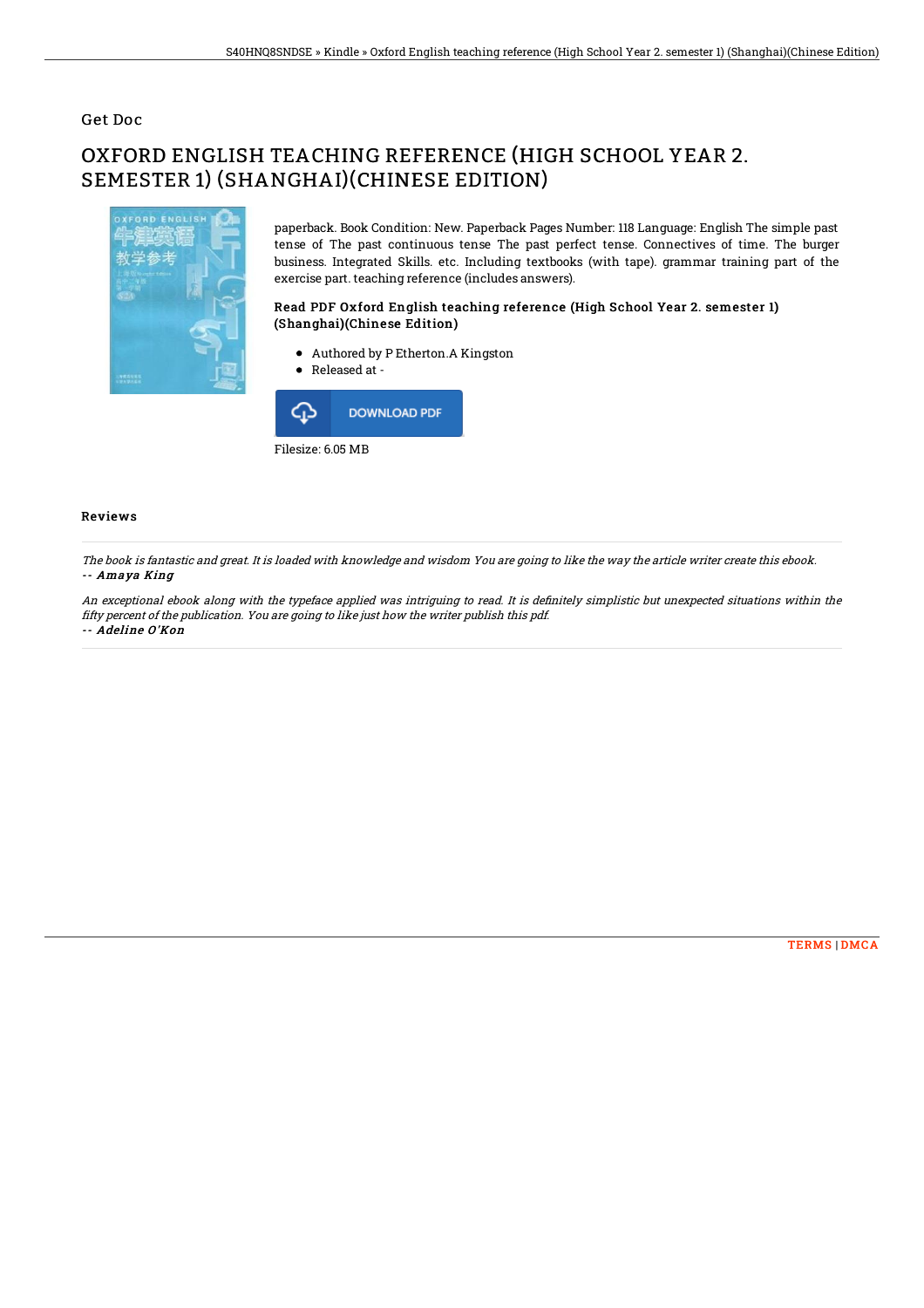Get Doc

# OXFORD ENGLISH TEACHING REFERENCE (HIGH SCHOOL YEAR 2. SEMESTER 1) (SHANGHAI)(CHINESE EDITION)

paperback. Book Condition: New. Paperback Pages Number: 118 Language: English The simple past tense of The past continuous tense The past perfect tense. Connectives of time. The burger business. Integrated Skills. etc. Including textbooks (with tape). grammar training part of the exercise part. teaching reference (includes answers).

### Read PDF Oxford English teaching reference (High School Year 2. semester 1) (Shanghai)(Chinese Edition)

- Authored by P Etherton.A Kingston
- Released at -

DOWNLOAD PDF

Filesize: 6.05 MB

## Reviews

*The book is fantastic and great. It is loaded with knowledge and wisdom You are going to like the way the article writer create this ebook.*
*-- Amaya King*

*An exceptional ebook along with the typeface applied was intriguing to read. It is definitely simplistic but unexpected situations within the fifty percent of the publication. You are going to like just how the writer publish this pdf.*
*-- Adeline O'Kon*

TERMS | DMCA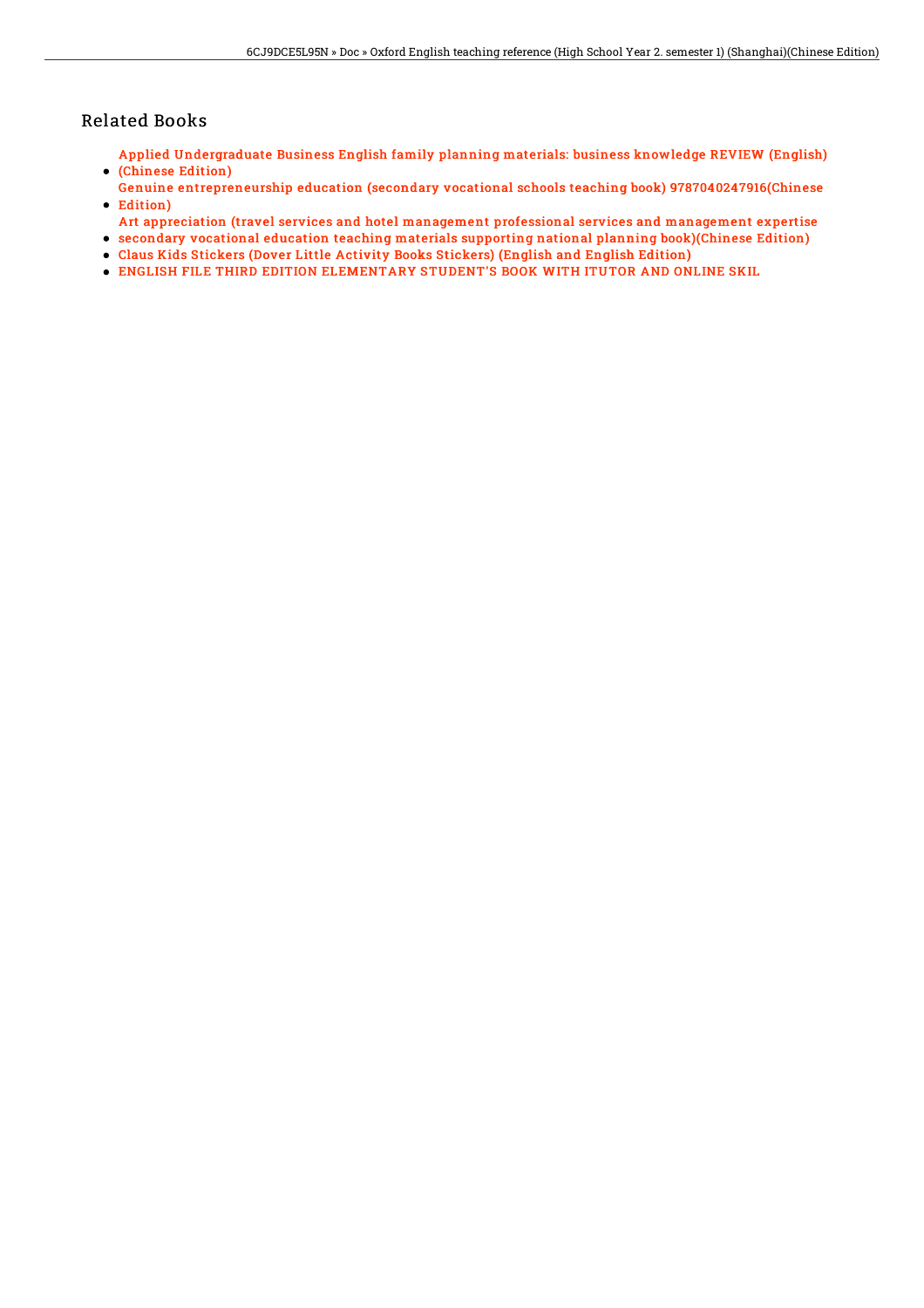## Related Books

- Applied Undergraduate Business English family planning materials: business knowledge REVIEW (English) (Chinese Edition)
- Genuine entrepreneurship education (secondary vocational schools teaching book) 9787040247916(Chinese Edition)
- Art appreciation (travel services and hotel management professional services and management expertise secondary vocational education teaching materials supporting national planning book)(Chinese Edition)
- Claus Kids Stickers (Dover Little Activity Books Stickers) (English and English Edition)
- ENGLISH FILE THIRD EDITION ELEMENTARY STUDENT'S BOOK WITH ITUTOR AND ONLINE SKIL